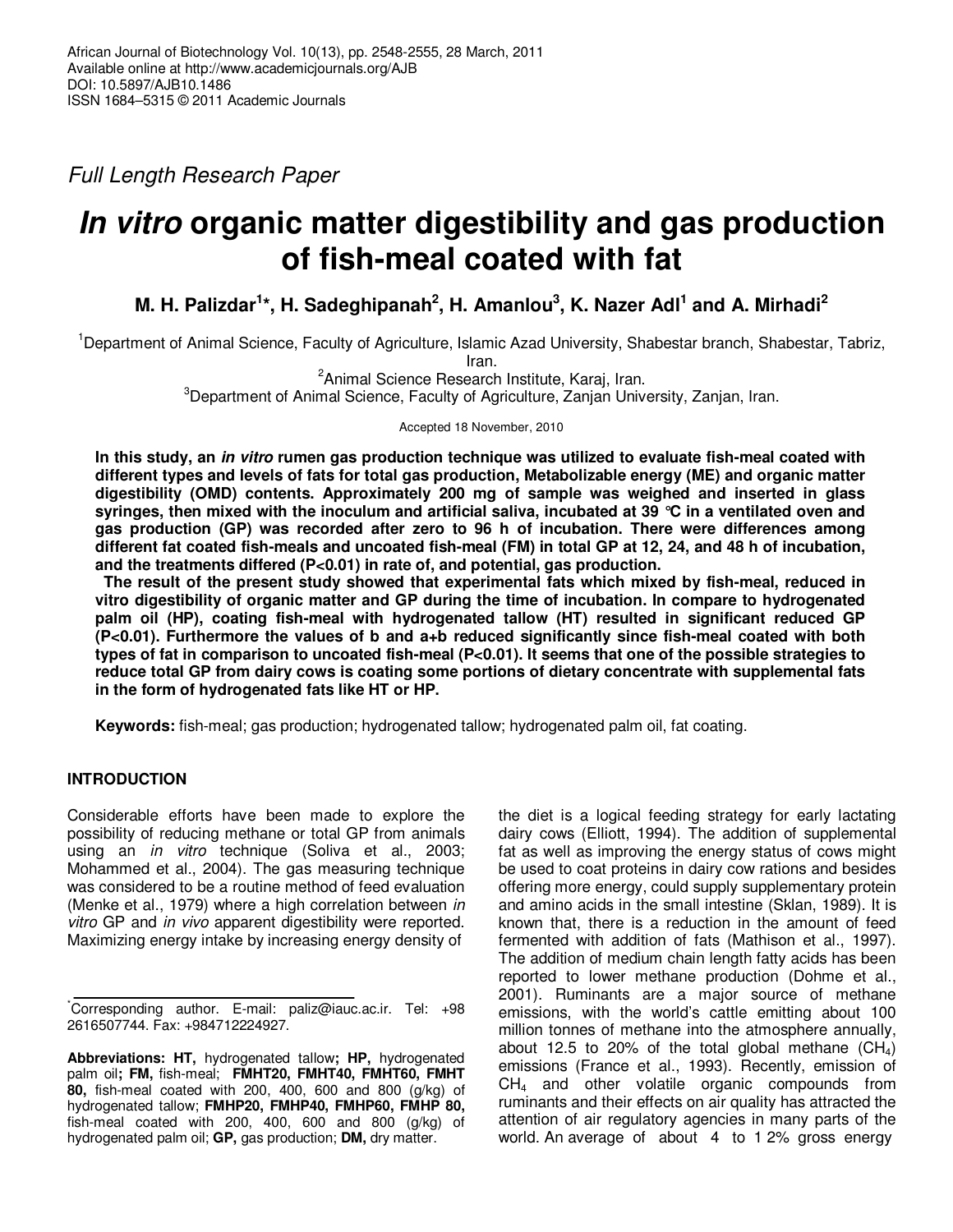Full Length Research Paper

# *In vitro* organic matter digestibility and gas production of fish-meal coated with fat

**M. H. Palizdar[1]\*, H. Sadeghipanah[2], H. Amanlou[3], K. Nazer Adl[1] and A. Mirhadi[2]**

[1]Department of Animal Science, Faculty of Agriculture, Islamic Azad University, Shabestar branch, Shabestar, Tabriz, Iran.

[2]Animal Science Research Institute, Karaj, Iran.

[3]Department of Animal Science, Faculty of Agriculture, Zanjan University, Zanjan, Iran.

Accepted 18 November, 2010

**In this study, an *in vitro* rumen gas production technique was utilized to evaluate fish-meal coated with different types and levels of fats for total gas production, Metabolizable energy (ME) and organic matter digestibility (OMD) contents. Approximately 200 mg of sample was weighed and inserted in glass syringes, then mixed with the inoculum and artificial saliva, incubated at 39 °C in a ventilated oven and gas production (GP) was recorded after zero to 96 h of incubation. There were differences among different fat coated fish-meals and uncoated fish-meal (FM) in total GP at 12, 24, and 48 h of incubation, and the treatments differed (P<0.01) in rate of, and potential, gas production.**

**The result of the present study showed that experimental fats which mixed by fish-meal, reduced in vitro digestibility of organic matter and GP during the time of incubation. In compare to hydrogenated palm oil (HP), coating fish-meal with hydrogenated tallow (HT) resulted in significant reduced GP (P<0.01). Furthermore the values of b and a+b reduced significantly since fish-meal coated with both types of fat in comparison to uncoated fish-meal (P<0.01). It seems that one of the possible strategies to reduce total GP from dairy cows is coating some portions of dietary concentrate with supplemental fats in the form of hydrogenated fats like HT or HP.**

**Keywords:** fish-meal; gas production; hydrogenated tallow; hydrogenated palm oil, fat coating.

## INTRODUCTION

Considerable efforts have been made to explore the possibility of reducing methane or total GP from animals using an *in vitro* technique (Soliva et al., 2003; Mohammed et al., 2004). The gas measuring technique was considered to be a routine method of feed evaluation (Menke et al., 1979) where a high correlation between *in vitro* GP and *in vivo* apparent digestibility were reported. Maximizing energy intake by increasing energy density of the diet is a logical feeding strategy for early lactating dairy cows (Elliott, 1994). The addition of supplemental fat as well as improving the energy status of cows might be used to coat proteins in dairy cow rations and besides offering more energy, could supply supplementary protein and amino acids in the small intestine (Sklan, 1989). It is known that, there is a reduction in the amount of feed fermented with addition of fats (Mathison et al., 1997). The addition of medium chain length fatty acids has been reported to lower methane production (Dohme et al., 2001). Ruminants are a major source of methane emissions, with the world's cattle emitting about 100 million tonnes of methane into the atmosphere annually, about 12.5 to 20% of the total global methane ($CH_4$) emissions (France et al., 1993). Recently, emission of $CH_4$ and other volatile organic compounds from ruminants and their effects on air quality has attracted the attention of air regulatory agencies in many parts of the world. An average of about 4 to 1 2% gross energy

\*Corresponding author. E-mail: paliz@iauc.ac.ir. Tel: +98 2616507744. Fax: +984712224927.

**Abbreviations: HT,** hydrogenated tallow**; HP,** hydrogenated palm oil**; FM,** fish-meal; **FMHT20, FMHT40, FMHT60, FMHT 80,** fish-meal coated with 200, 400, 600 and 800 (g/kg) of hydrogenated tallow; **FMHP20, FMHP40, FMHP60, FMHP 80,** fish-meal coated with 200, 400, 600 and 800 (g/kg) of hydrogenated palm oil; **GP,** gas production; **DM,** dry matter.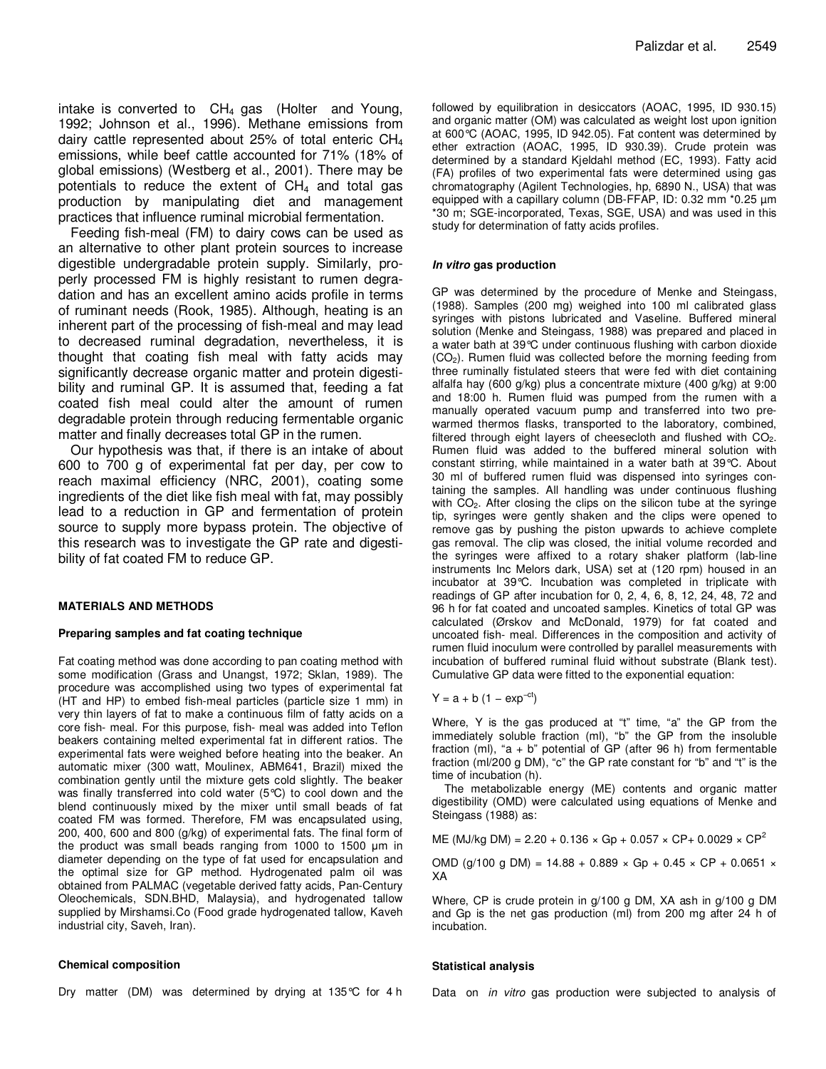intake is converted to $CH_4$ gas (Holter and Young, 1992; Johnson et al., 1996). Methane emissions from dairy cattle represented about 25% of total enteric $CH_4$ emissions, while beef cattle accounted for 71% (18% of global emissions) (Westberg et al., 2001). There may be potentials to reduce the extent of $CH_4$ and total gas production by manipulating diet and management practices that influence ruminal microbial fermentation.

Feeding fish-meal (FM) to dairy cows can be used as an alternative to other plant protein sources to increase digestible undergradable protein supply. Similarly, properly processed FM is highly resistant to rumen degradation and has an excellent amino acids profile in terms of ruminant needs (Rook, 1985). Although, heating is an inherent part of the processing of fish-meal and may lead to decreased ruminal degradation, nevertheless, it is thought that coating fish meal with fatty acids may significantly decrease organic matter and protein digestibility and ruminal GP. It is assumed that, feeding a fat coated fish meal could alter the amount of rumen degradable protein through reducing fermentable organic matter and finally decreases total GP in the rumen.

Our hypothesis was that, if there is an intake of about 600 to 700 g of experimental fat per day, per cow to reach maximal efficiency (NRC, 2001), coating some ingredients of the diet like fish meal with fat, may possibly lead to a reduction in GP and fermentation of protein source to supply more bypass protein. The objective of this research was to investigate the GP rate and digestibility of fat coated FM to reduce GP.

## MATERIALS AND METHODS

### Preparing samples and fat coating technique

Fat coating method was done according to pan coating method with some modification (Grass and Unangst, 1972; Sklan, 1989). The procedure was accomplished using two types of experimental fat (HT and HP) to embed fish-meal particles (particle size 1 mm) in very thin layers of fat to make a continuous film of fatty acids on a core fish- meal. For this purpose, fish- meal was added into Teflon beakers containing melted experimental fat in different ratios. The experimental fats were weighed before heating into the beaker. An automatic mixer (300 watt, Moulinex, ABM641, Brazil) mixed the combination gently until the mixture gets cold slightly. The beaker was finally transferred into cold water (5°C) to cool down and the blend continuously mixed by the mixer until small beads of fat coated FM was formed. Therefore, FM was encapsulated using, 200, 400, 600 and 800 (g/kg) of experimental fats. The final form of the product was small beads ranging from 1000 to 1500 µm in diameter depending on the type of fat used for encapsulation and the optimal size for GP method. Hydrogenated palm oil was obtained from PALMAC (vegetable derived fatty acids, Pan-Century Oleochemicals, SDN.BHD, Malaysia), and hydrogenated tallow supplied by Mirshamsi.Co (Food grade hydrogenated tallow, Kaveh industrial city, Saveh, Iran).

### Chemical composition

Dry matter (DM) was determined by drying at 135°C for 4 h followed by equilibration in desiccators (AOAC, 1995, ID 930.15) and organic matter (OM) was calculated as weight lost upon ignition at 600°C (AOAC, 1995, ID 942.05). Fat content was determined by ether extraction (AOAC, 1995, ID 930.39). Crude protein was determined by a standard Kjeldahl method (EC, 1993). Fatty acid (FA) profiles of two experimental fats were determined using gas chromatography (Agilent Technologies, hp, 6890 N., USA) that was equipped with a capillary column (DB-FFAP, ID: 0.32 mm *0.25 µm *30 m; SGE-incorporated, Texas, SGE, USA) and was used in this study for determination of fatty acids profiles.

### *In vitro* gas production

GP was determined by the procedure of Menke and Steingass, (1988). Samples (200 mg) weighed into 100 ml calibrated glass syringes with pistons lubricated and Vaseline. Buffered mineral solution (Menke and Steingass, 1988) was prepared and placed in a water bath at 39°C under continuous flushing with carbon dioxide ($CO_2$). Rumen fluid was collected before the morning feeding from three ruminally fistulated steers that were fed with diet containing alfalfa hay (600 g/kg) plus a concentrate mixture (400 g/kg) at 9:00 and 18:00 h. Rumen fluid was pumped from the rumen with a manually operated vacuum pump and transferred into two pre-warmed thermos flasks, transported to the laboratory, combined, filtered through eight layers of cheesecloth and flushed with $CO_2$. Rumen fluid was added to the buffered mineral solution with constant stirring, while maintained in a water bath at 39°C. About 30 ml of buffered rumen fluid was dispensed into syringes containing the samples. All handling was under continuous flushing with $CO_2$. After closing the clips on the silicon tube at the syringe tip, syringes were gently shaken and the clips were opened to remove gas by pushing the piston upwards to achieve complete gas removal. The clip was closed, the initial volume recorded and the syringes were affixed to a rotary shaker platform (lab-line instruments Inc Melors dark, USA) set at (120 rpm) housed in an incubator at 39°C. Incubation was completed in triplicate with readings of GP after incubation for 0, 2, 4, 6, 8, 12, 24, 48, 72 and 96 h for fat coated and uncoated samples. Kinetics of total GP was calculated (Ørskov and McDonald, 1979) for fat coated and uncoated fish- meal. Differences in the composition and activity of rumen fluid inoculum were controlled by parallel measurements with incubation of buffered ruminal fluid without substrate (Blank test). Cumulative GP data were fitted to the exponential equation:

$$Y = a + b\,(1 - \exp^{-ct})$$

Where, Y is the gas produced at "t" time, "a" the GP from the immediately soluble fraction (ml), "b" the GP from the insoluble fraction (ml), "a + b" potential of GP (after 96 h) from fermentable fraction (ml/200 g DM), "c" the GP rate constant for "b" and "t" is the time of incubation (h).

The metabolizable energy (ME) contents and organic matter digestibility (OMD) were calculated using equations of Menke and Steingass (1988) as:

$$\text{ME (MJ/kg DM)} = 2.20 + 0.136 \times Gp + 0.057 \times CP + 0.0029 \times CP^2$$

$$\text{OMD (g/100 g DM)} = 14.88 + 0.889 \times Gp + 0.45 \times CP + 0.0651 \times XA$$

Where, CP is crude protein in g/100 g DM, XA ash in g/100 g DM and Gp is the net gas production (ml) from 200 mg after 24 h of incubation.

### Statistical analysis

Data on *in vitro* gas production were subjected to analysis of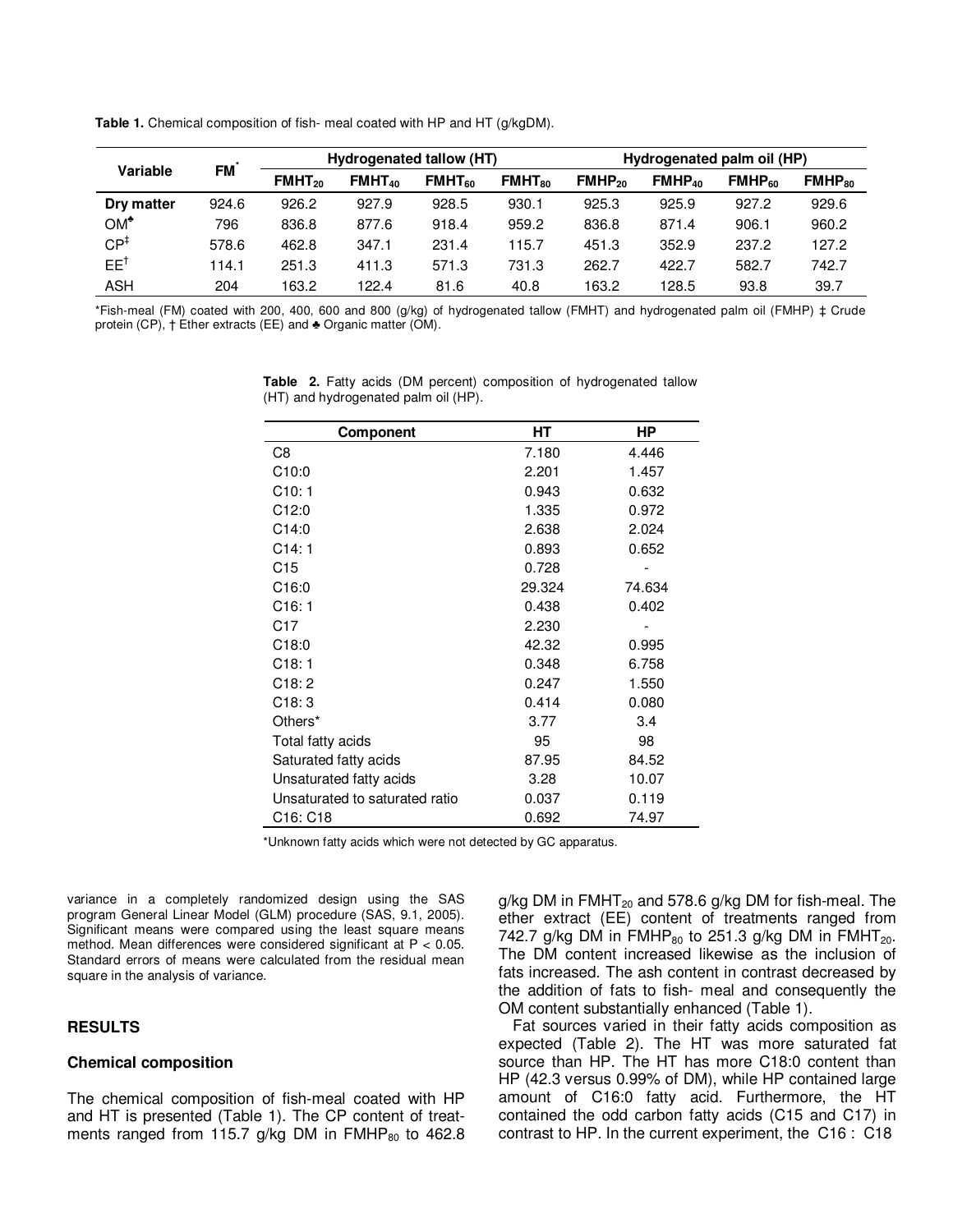**Table 1.** Chemical composition of fish- meal coated with HP and HT (g/kgDM).

| Variable | FM* | Hydrogenated tallow (HT) | | | | Hydrogenated palm oil (HP) | | | |
|---|---|---|---|---|---|---|---|---|---|
| | | $FMHT_{20}$ | $FMHT_{40}$ | $FMHT_{60}$ | $FMHT_{80}$ | $FMHP_{20}$ | $FMHP_{40}$ | $FMHP_{60}$ | $FMHP_{80}$ |
| **Dry matter** | 924.6 | 926.2 | 927.9 | 928.5 | 930.1 | 925.3 | 925.9 | 927.2 | 929.6 |
| OM♣ | 796 | 836.8 | 877.6 | 918.4 | 959.2 | 836.8 | 871.4 | 906.1 | 960.2 |
| CP‡ | 578.6 | 462.8 | 347.1 | 231.4 | 115.7 | 451.3 | 352.9 | 237.2 | 127.2 |
| EE† | 114.1 | 251.3 | 411.3 | 571.3 | 731.3 | 262.7 | 422.7 | 582.7 | 742.7 |
| ASH | 204 | 163.2 | 122.4 | 81.6 | 40.8 | 163.2 | 128.5 | 93.8 | 39.7 |

*Fish-meal (FM) coated with 200, 400, 600 and 800 (g/kg) of hydrogenated tallow (FMHT) and hydrogenated palm oil (FMHP) ‡ Crude protein (CP), † Ether extracts (EE) and ♣ Organic matter (OM).

**Table 2.** Fatty acids (DM percent) composition of hydrogenated tallow (HT) and hydrogenated palm oil (HP).

| Component | HT | HP |
|---|---|---|
| C8 | 7.180 | 4.446 |
| C10:0 | 2.201 | 1.457 |
| C10: 1 | 0.943 | 0.632 |
| C12:0 | 1.335 | 0.972 |
| C14:0 | 2.638 | 2.024 |
| C14: 1 | 0.893 | 0.652 |
| C15 | 0.728 | - |
| C16:0 | 29.324 | 74.634 |
| C16: 1 | 0.438 | 0.402 |
| C17 | 2.230 | - |
| C18:0 | 42.32 | 0.995 |
| C18: 1 | 0.348 | 6.758 |
| C18: 2 | 0.247 | 1.550 |
| C18: 3 | 0.414 | 0.080 |
| Others* | 3.77 | 3.4 |
| Total fatty acids | 95 | 98 |
| Saturated fatty acids | 87.95 | 84.52 |
| Unsaturated fatty acids | 3.28 | 10.07 |
| Unsaturated to saturated ratio | 0.037 | 0.119 |
| C16: C18 | 0.692 | 74.97 |

*Unknown fatty acids which were not detected by GC apparatus.

variance in a completely randomized design using the SAS program General Linear Model (GLM) procedure (SAS, 9.1, 2005). Significant means were compared using the least square means method. Mean differences were considered significant at $P < 0.05$. Standard errors of means were calculated from the residual mean square in the analysis of variance.

## RESULTS

### Chemical composition

The chemical composition of fish-meal coated with HP and HT is presented (Table 1). The CP content of treatments ranged from 115.7 g/kg DM in $FMHP_{80}$ to 462.8 g/kg DM in $FMHT_{20}$ and 578.6 g/kg DM for fish-meal. The ether extract (EE) content of treatments ranged from 742.7 g/kg DM in $FMHP_{80}$ to 251.3 g/kg DM in $FMHT_{20}$. The DM content increased likewise as the inclusion of fats increased. The ash content in contrast decreased by the addition of fats to fish- meal and consequently the OM content substantially enhanced (Table 1).

Fat sources varied in their fatty acids composition as expected (Table 2). The HT was more saturated fat source than HP. The HT has more C18:0 content than HP (42.3 versus 0.99% of DM), while HP contained large amount of C16:0 fatty acid. Furthermore, the HT contained the odd carbon fatty acids (C15 and C17) in contrast to HP. In the current experiment, the C16 : C18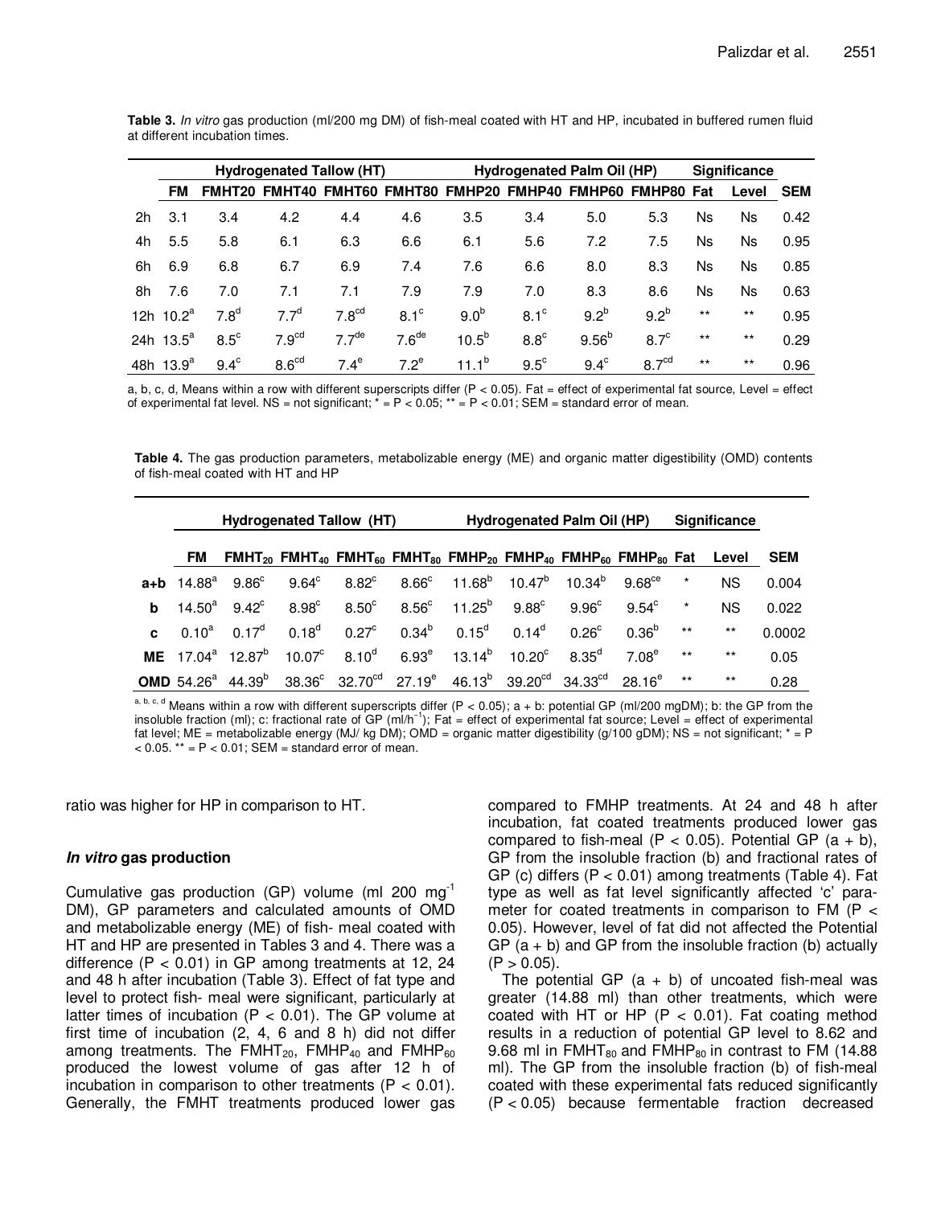**Table 3.** *In vitro* gas production (ml/200 mg DM) of fish-meal coated with HT and HP, incubated in buffered rumen fluid at different incubation times.

| | Hydrogenated Tallow (HT) | | | | | Hydrogenated Palm Oil (HP) | | | | Significance | | |
|---|---|---|---|---|---|---|---|---|---|---|---|---|
| | FM | FMHT20 | FMHT40 | FMHT60 | FMHT80 | FMHP20 | FMHP40 | FMHP60 | FMHP80 | Fat | Level | SEM |
| 2h | 3.1 | 3.4 | 4.2 | 4.4 | 4.6 | 3.5 | 3.4 | 5.0 | 5.3 | Ns | Ns | 0.42 |
| 4h | 5.5 | 5.8 | 6.1 | 6.3 | 6.6 | 6.1 | 5.6 | 7.2 | 7.5 | Ns | Ns | 0.95 |
| 6h | 6.9 | 6.8 | 6.7 | 6.9 | 7.4 | 7.6 | 6.6 | 8.0 | 8.3 | Ns | Ns | 0.85 |
| 8h | 7.6 | 7.0 | 7.1 | 7.1 | 7.9 | 7.9 | 7.0 | 8.3 | 8.6 | Ns | Ns | 0.63 |
| 12h | $10.2^{a}$ | $7.8^{d}$ | $7.7^{d}$ | $7.8^{cd}$ | $8.1^{c}$ | $9.0^{b}$ | $8.1^{c}$ | $9.2^{b}$ | $9.2^{b}$ | ** | ** | 0.95 |
| 24h | $13.5^{a}$ | $8.5^{c}$ | $7.9^{cd}$ | $7.7^{de}$ | $7.6^{de}$ | $10.5^{b}$ | $8.8^{c}$ | $9.56^{b}$ | $8.7^{c}$ | ** | ** | 0.29 |
| 48h | $13.9^{a}$ | $9.4^{c}$ | $8.6^{cd}$ | $7.4^{e}$ | $7.2^{e}$ | $11.1^{b}$ | $9.5^{c}$ | $9.4^{c}$ | $8.7^{cd}$ | ** | ** | 0.96 |

a, b, c, d, Means within a row with different superscripts differ ($P < 0.05$). Fat = effect of experimental fat source, Level = effect of experimental fat level. NS = not significant; * = $P < 0.05$; ** = $P < 0.01$; SEM = standard error of mean.

**Table 4.** The gas production parameters, metabolizable energy (ME) and organic matter digestibility (OMD) contents of fish-meal coated with HT and HP

| | Hydrogenated Tallow (HT) | | | | | Hydrogenated Palm Oil (HP) | | | | Significance | | |
|---|---|---|---|---|---|---|---|---|---|---|---|---|
| | FM | $FMHT_{20}$ | $FMHT_{40}$ | $FMHT_{60}$ | $FMHT_{80}$ | $FMHP_{20}$ | $FMHP_{40}$ | $FMHP_{60}$ | $FMHP_{80}$ | Fat | Level | SEM |
| **a+b** | $14.88^{a}$ | $9.86^{c}$ | $9.64^{c}$ | $8.82^{c}$ | $8.66^{c}$ | $11.68^{b}$ | $10.47^{b}$ | $10.34^{b}$ | $9.68^{ce}$ | * | NS | 0.004 |
| **b** | $14.50^{a}$ | $9.42^{c}$ | $8.98^{c}$ | $8.50^{c}$ | $8.56^{c}$ | $11.25^{b}$ | $9.88^{c}$ | $9.96^{c}$ | $9.54^{c}$ | * | NS | 0.022 |
| **c** | $0.10^{a}$ | $0.17^{d}$ | $0.18^{d}$ | $0.27^{c}$ | $0.34^{b}$ | $0.15^{d}$ | $0.14^{d}$ | $0.26^{c}$ | $0.36^{b}$ | ** | ** | 0.0002 |
| **ME** | $17.04^{a}$ | $12.87^{b}$ | $10.07^{c}$ | $8.10^{d}$ | $6.93^{e}$ | $13.14^{b}$ | $10.20^{c}$ | $8.35^{d}$ | $7.08^{e}$ | ** | ** | 0.05 |
| **OMD** | $54.26^{a}$ | $44.39^{b}$ | $38.36^{c}$ | $32.70^{cd}$ | $27.19^{e}$ | $46.13^{b}$ | $39.20^{cd}$ | $34.33^{cd}$ | $28.16^{e}$ | ** | ** | 0.28 |

a, b, c, d Means within a row with different superscripts differ ($P < 0.05$); a + b: potential GP (ml/200 mgDM); b: the GP from the insoluble fraction (ml); c: fractional rate of GP ($ml/h^{-1}$); Fat = effect of experimental fat source; Level = effect of experimental fat level; ME = metabolizable energy (MJ/ kg DM); OMD = organic matter digestibility (g/100 gDM); NS = not significant; * = $P < 0.05$. ** = $P < 0.01$; SEM = standard error of mean.

ratio was higher for HP in comparison to HT.

### *In vitro* gas production

Cumulative gas production (GP) volume (ml 200 $mg^{-1}$ DM), GP parameters and calculated amounts of OMD and metabolizable energy (ME) of fish- meal coated with HT and HP are presented in Tables 3 and 4. There was a difference ($P < 0.01$) in GP among treatments at 12, 24 and 48 h after incubation (Table 3). Effect of fat type and level to protect fish- meal were significant, particularly at latter times of incubation ($P < 0.01$). The GP volume at first time of incubation (2, 4, 6 and 8 h) did not differ among treatments. The $FMHT_{20}$, $FMHP_{40}$ and $FMHP_{60}$ produced the lowest volume of gas after 12 h of incubation in comparison to other treatments ($P < 0.01$). Generally, the FMHT treatments produced lower gas compared to FMHP treatments. At 24 and 48 h after incubation, fat coated treatments produced lower gas compared to fish-meal ($P < 0.05$). Potential GP (a + b), GP from the insoluble fraction (b) and fractional rates of GP (c) differs ($P < 0.01$) among treatments (Table 4). Fat type as well as fat level significantly affected 'c' parameter for coated treatments in comparison to FM ($P < 0.05$). However, level of fat did not affected the Potential GP (a + b) and GP from the insoluble fraction (b) actually ($P > 0.05$).

The potential GP (a + b) of uncoated fish-meal was greater (14.88 ml) than other treatments, which were coated with HT or HP ($P < 0.01$). Fat coating method results in a reduction of potential GP level to 8.62 and 9.68 ml in $FMHT_{80}$ and $FMHP_{80}$ in contrast to FM (14.88 ml). The GP from the insoluble fraction (b) of fish-meal coated with these experimental fats reduced significantly ($P < 0.05$) because fermentable fraction decreased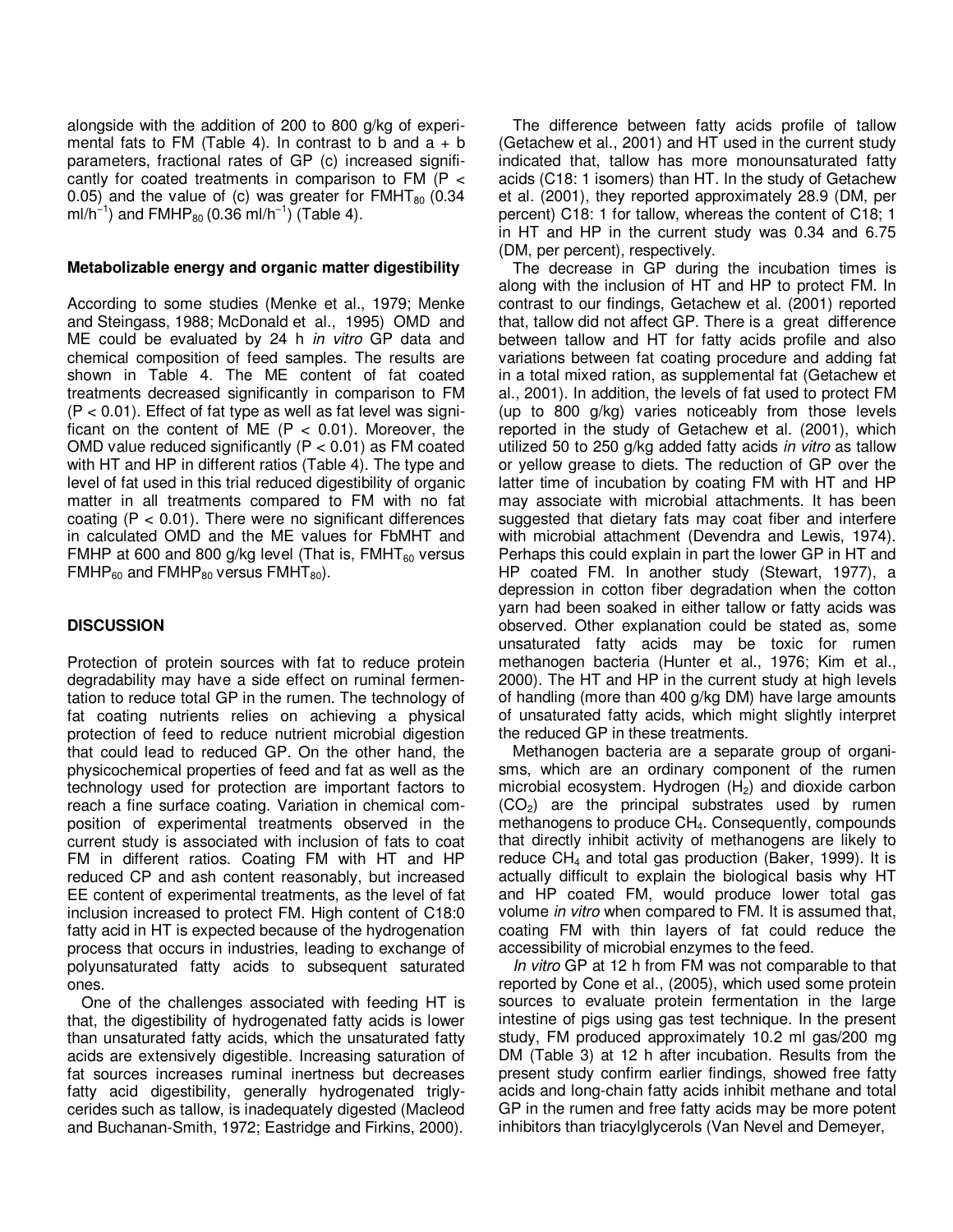alongside with the addition of 200 to 800 g/kg of experimental fats to FM (Table 4). In contrast to b and a + b parameters, fractional rates of GP (c) increased significantly for coated treatments in comparison to FM ($P < 0.05$) and the value of (c) was greater for $FMHT_{80}$ (0.34 ml/$h^{-1}$) and $FMHP_{80}$ (0.36 ml/$h^{-1}$) (Table 4).

### Metabolizable energy and organic matter digestibility

According to some studies (Menke et al., 1979; Menke and Steingass, 1988; McDonald et al., 1995) OMD and ME could be evaluated by 24 h *in vitro* GP data and chemical composition of feed samples. The results are shown in Table 4. The ME content of fat coated treatments decreased significantly in comparison to FM ($P < 0.01$). Effect of fat type as well as fat level was significant on the content of ME ($P < 0.01$). Moreover, the OMD value reduced significantly ($P < 0.01$) as FM coated with HT and HP in different ratios (Table 4). The type and level of fat used in this trial reduced digestibility of organic matter in all treatments compared to FM with no fat coating ($P < 0.01$). There were no significant differences in calculated OMD and the ME values for FbMHT and FMHP at 600 and 800 g/kg level (That is, $FMHT_{60}$ versus $FMHP_{60}$ and $FMHP_{80}$ versus $FMHT_{80}$).

## DISCUSSION

Protection of protein sources with fat to reduce protein degradability may have a side effect on ruminal fermentation to reduce total GP in the rumen. The technology of fat coating nutrients relies on achieving a physical protection of feed to reduce nutrient microbial digestion that could lead to reduced GP. On the other hand, the physicochemical properties of feed and fat as well as the technology used for protection are important factors to reach a fine surface coating. Variation in chemical composition of experimental treatments observed in the current study is associated with inclusion of fats to coat FM in different ratios. Coating FM with HT and HP reduced CP and ash content reasonably, but increased EE content of experimental treatments, as the level of fat inclusion increased to protect FM. High content of C18:0 fatty acid in HT is expected because of the hydrogenation process that occurs in industries, leading to exchange of polyunsaturated fatty acids to subsequent saturated ones.

One of the challenges associated with feeding HT is that, the digestibility of hydrogenated fatty acids is lower than unsaturated fatty acids, which the unsaturated fatty acids are extensively digestible. Increasing saturation of fat sources increases ruminal inertness but decreases fatty acid digestibility, generally hydrogenated triglycerides such as tallow, is inadequately digested (Macleod and Buchanan-Smith, 1972; Eastridge and Firkins, 2000).

The difference between fatty acids profile of tallow (Getachew et al., 2001) and HT used in the current study indicated that, tallow has more monounsaturated fatty acids (C18: 1 isomers) than HT. In the study of Getachew et al. (2001), they reported approximately 28.9 (DM, per percent) C18: 1 for tallow, whereas the content of C18; 1 in HT and HP in the current study was 0.34 and 6.75 (DM, per percent), respectively.

The decrease in GP during the incubation times is along with the inclusion of HT and HP to protect FM. In contrast to our findings, Getachew et al. (2001) reported that, tallow did not affect GP. There is a great difference between tallow and HT for fatty acids profile and also variations between fat coating procedure and adding fat in a total mixed ration, as supplemental fat (Getachew et al., 2001). In addition, the levels of fat used to protect FM (up to 800 g/kg) varies noticeably from those levels reported in the study of Getachew et al. (2001), which utilized 50 to 250 g/kg added fatty acids *in vitro* as tallow or yellow grease to diets. The reduction of GP over the latter time of incubation by coating FM with HT and HP may associate with microbial attachments. It has been suggested that dietary fats may coat fiber and interfere with microbial attachment (Devendra and Lewis, 1974). Perhaps this could explain in part the lower GP in HT and HP coated FM. In another study (Stewart, 1977), a depression in cotton fiber degradation when the cotton yarn had been soaked in either tallow or fatty acids was observed. Other explanation could be stated as, some unsaturated fatty acids may be toxic for rumen methanogen bacteria (Hunter et al., 1976; Kim et al., 2000). The HT and HP in the current study at high levels of handling (more than 400 g/kg DM) have large amounts of unsaturated fatty acids, which might slightly interpret the reduced GP in these treatments.

Methanogen bacteria are a separate group of organisms, which are an ordinary component of the rumen microbial ecosystem. Hydrogen ($H_2$) and dioxide carbon ($CO_2$) are the principal substrates used by rumen methanogens to produce $CH_4$. Consequently, compounds that directly inhibit activity of methanogens are likely to reduce $CH_4$ and total gas production (Baker, 1999). It is actually difficult to explain the biological basis why HT and HP coated FM, would produce lower total gas volume *in vitro* when compared to FM. It is assumed that, coating FM with thin layers of fat could reduce the accessibility of microbial enzymes to the feed.

*In vitro* GP at 12 h from FM was not comparable to that reported by Cone et al., (2005), which used some protein sources to evaluate protein fermentation in the large intestine of pigs using gas test technique. In the present study, FM produced approximately 10.2 ml gas/200 mg DM (Table 3) at 12 h after incubation. Results from the present study confirm earlier findings, showed free fatty acids and long-chain fatty acids inhibit methane and total GP in the rumen and free fatty acids may be more potent inhibitors than triacylglycerols (Van Nevel and Demeyer,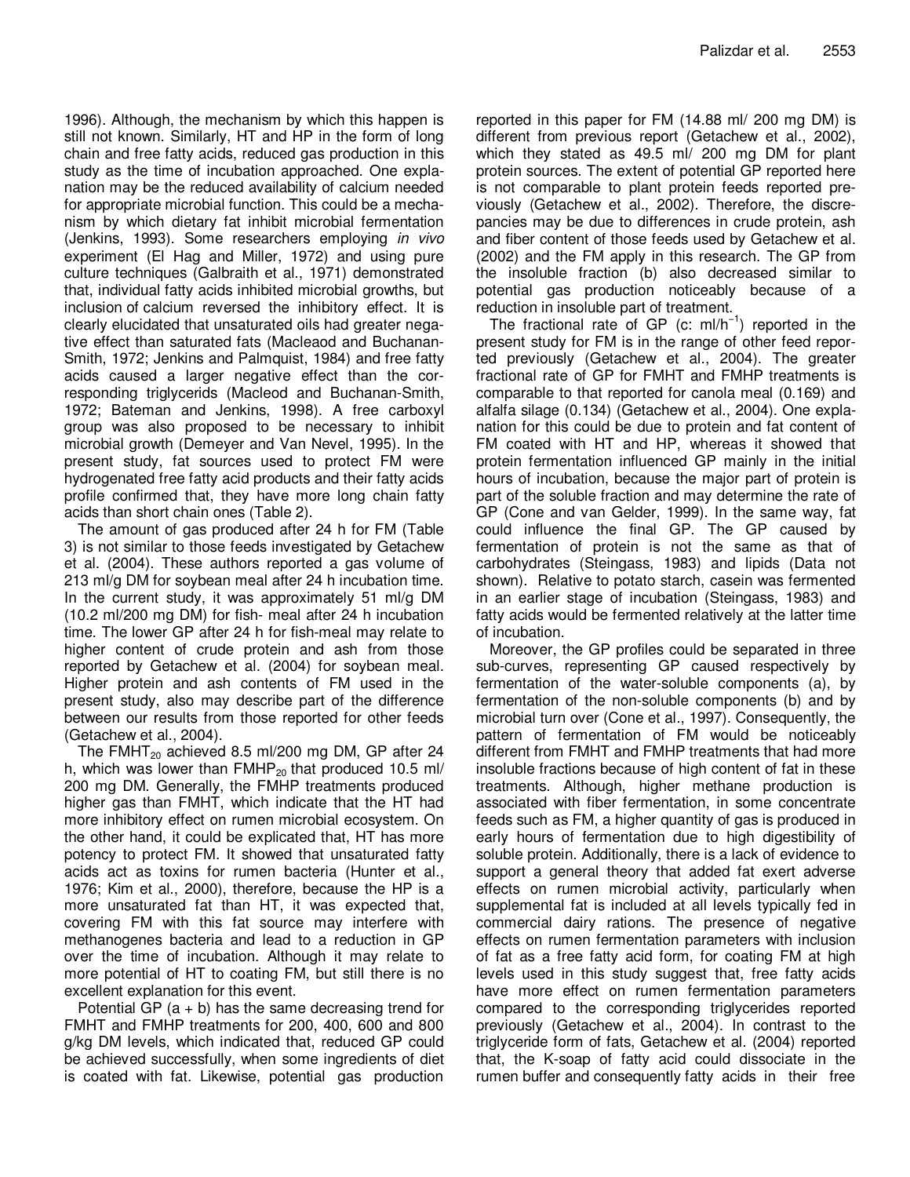1996). Although, the mechanism by which this happen is still not known. Similarly, HT and HP in the form of long chain and free fatty acids, reduced gas production in this study as the time of incubation approached. One explanation may be the reduced availability of calcium needed for appropriate microbial function. This could be a mechanism by which dietary fat inhibit microbial fermentation (Jenkins, 1993). Some researchers employing *in vivo* experiment (El Hag and Miller, 1972) and using pure culture techniques (Galbraith et al., 1971) demonstrated that, individual fatty acids inhibited microbial growths, but inclusion of calcium reversed the inhibitory effect. It is clearly elucidated that unsaturated oils had greater negative effect than saturated fats (Macleaod and Buchanan-Smith, 1972; Jenkins and Palmquist, 1984) and free fatty acids caused a larger negative effect than the corresponding triglycerids (Macleod and Buchanan-Smith, 1972; Bateman and Jenkins, 1998). A free carboxyl group was also proposed to be necessary to inhibit microbial growth (Demeyer and Van Nevel, 1995). In the present study, fat sources used to protect FM were hydrogenated free fatty acid products and their fatty acids profile confirmed that, they have more long chain fatty acids than short chain ones (Table 2).

The amount of gas produced after 24 h for FM (Table 3) is not similar to those feeds investigated by Getachew et al. (2004). These authors reported a gas volume of 213 ml/g DM for soybean meal after 24 h incubation time. In the current study, it was approximately 51 ml/g DM (10.2 ml/200 mg DM) for fish- meal after 24 h incubation time. The lower GP after 24 h for fish-meal may relate to higher content of crude protein and ash from those reported by Getachew et al. (2004) for soybean meal. Higher protein and ash contents of FM used in the present study, also may describe part of the difference between our results from those reported for other feeds (Getachew et al., 2004).

The $FMHT_{20}$ achieved 8.5 ml/200 mg DM, GP after 24 h, which was lower than $FMHP_{20}$ that produced 10.5 ml/ 200 mg DM. Generally, the FMHP treatments produced higher gas than FMHT, which indicate that the HT had more inhibitory effect on rumen microbial ecosystem. On the other hand, it could be explicated that, HT has more potency to protect FM. It showed that unsaturated fatty acids act as toxins for rumen bacteria (Hunter et al., 1976; Kim et al., 2000), therefore, because the HP is a more unsaturated fat than HT, it was expected that, covering FM with this fat source may interfere with methanogenes bacteria and lead to a reduction in GP over the time of incubation. Although it may relate to more potential of HT to coating FM, but still there is no excellent explanation for this event.

Potential GP (a + b) has the same decreasing trend for FMHT and FMHP treatments for 200, 400, 600 and 800 g/kg DM levels, which indicated that, reduced GP could be achieved successfully, when some ingredients of diet is coated with fat. Likewise, potential gas production reported in this paper for FM (14.88 ml/ 200 mg DM) is different from previous report (Getachew et al., 2002), which they stated as 49.5 ml/ 200 mg DM for plant protein sources. The extent of potential GP reported here is not comparable to plant protein feeds reported previously (Getachew et al., 2002). Therefore, the discrepancies may be due to differences in crude protein, ash and fiber content of those feeds used by Getachew et al. (2002) and the FM apply in this research. The GP from the insoluble fraction (b) also decreased similar to potential gas production noticeably because of a reduction in insoluble part of treatment.

The fractional rate of GP (c: $ml/h^{-1}$) reported in the present study for FM is in the range of other feed reported previously (Getachew et al., 2004). The greater fractional rate of GP for FMHT and FMHP treatments is comparable to that reported for canola meal (0.169) and alfalfa silage (0.134) (Getachew et al., 2004). One explanation for this could be due to protein and fat content of FM coated with HT and HP, whereas it showed that protein fermentation influenced GP mainly in the initial hours of incubation, because the major part of protein is part of the soluble fraction and may determine the rate of GP (Cone and van Gelder, 1999). In the same way, fat could influence the final GP. The GP caused by fermentation of protein is not the same as that of carbohydrates (Steingass, 1983) and lipids (Data not shown). Relative to potato starch, casein was fermented in an earlier stage of incubation (Steingass, 1983) and fatty acids would be fermented relatively at the latter time of incubation.

Moreover, the GP profiles could be separated in three sub-curves, representing GP caused respectively by fermentation of the water-soluble components (a), by fermentation of the non-soluble components (b) and by microbial turn over (Cone et al., 1997). Consequently, the pattern of fermentation of FM would be noticeably different from FMHT and FMHP treatments that had more insoluble fractions because of high content of fat in these treatments. Although, higher methane production is associated with fiber fermentation, in some concentrate feeds such as FM, a higher quantity of gas is produced in early hours of fermentation due to high digestibility of soluble protein. Additionally, there is a lack of evidence to support a general theory that added fat exert adverse effects on rumen microbial activity, particularly when supplemental fat is included at all levels typically fed in commercial dairy rations. The presence of negative effects on rumen fermentation parameters with inclusion of fat as a free fatty acid form, for coating FM at high levels used in this study suggest that, free fatty acids have more effect on rumen fermentation parameters compared to the corresponding triglycerides reported previously (Getachew et al., 2004). In contrast to the triglyceride form of fats, Getachew et al. (2004) reported that, the K-soap of fatty acid could dissociate in the rumen buffer and consequently fatty acids in their free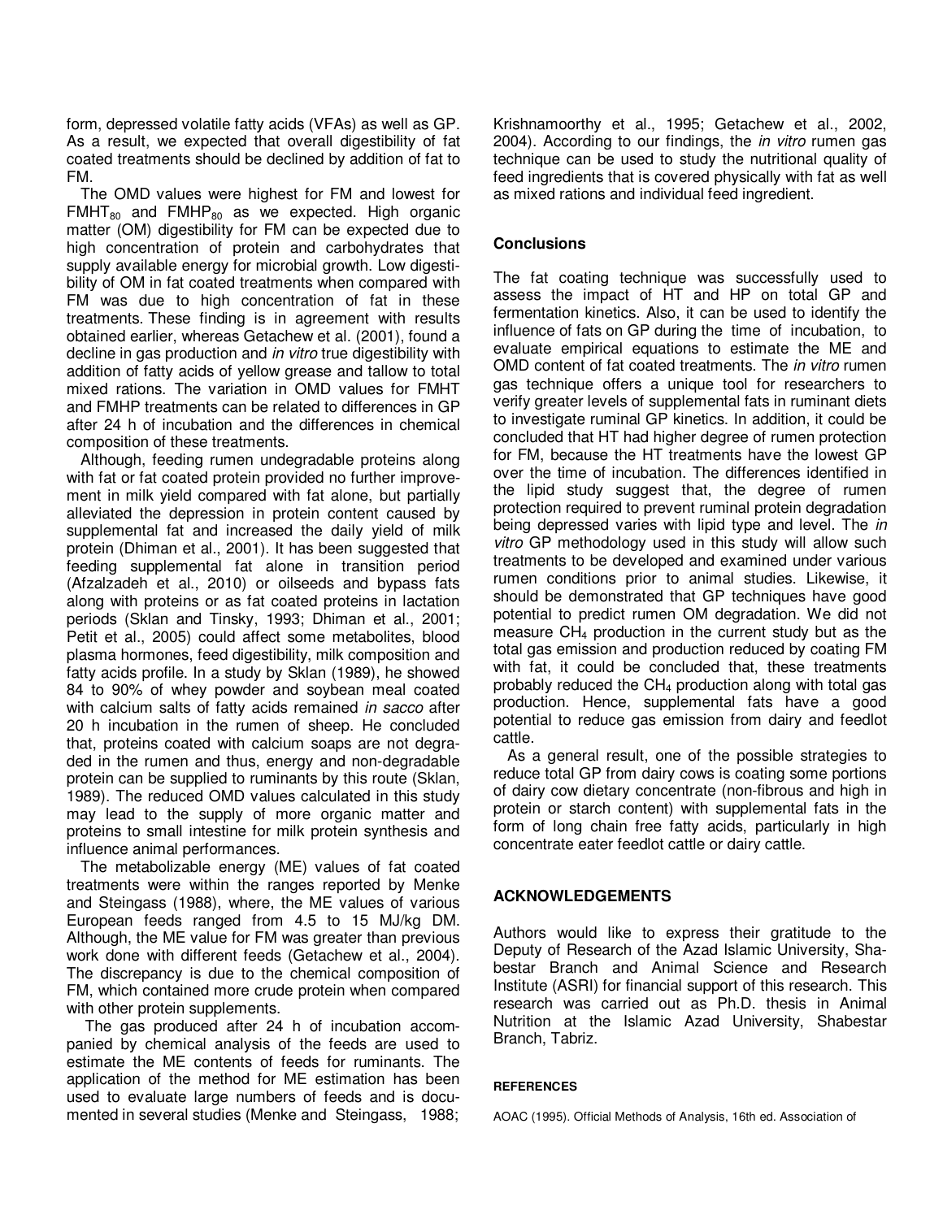form, depressed volatile fatty acids (VFAs) as well as GP. As a result, we expected that overall digestibility of fat coated treatments should be declined by addition of fat to FM.

The OMD values were highest for FM and lowest for $FMHT_{80}$ and $FMHP_{80}$ as we expected. High organic matter (OM) digestibility for FM can be expected due to high concentration of protein and carbohydrates that supply available energy for microbial growth. Low digestibility of OM in fat coated treatments when compared with FM was due to high concentration of fat in these treatments. These finding is in agreement with results obtained earlier, whereas Getachew et al. (2001), found a decline in gas production and *in vitro* true digestibility with addition of fatty acids of yellow grease and tallow to total mixed rations. The variation in OMD values for FMHT and FMHP treatments can be related to differences in GP after 24 h of incubation and the differences in chemical composition of these treatments.

Although, feeding rumen undegradable proteins along with fat or fat coated protein provided no further improvement in milk yield compared with fat alone, but partially alleviated the depression in protein content caused by supplemental fat and increased the daily yield of milk protein (Dhiman et al., 2001). It has been suggested that feeding supplemental fat alone in transition period (Afzalzadeh et al., 2010) or oilseeds and bypass fats along with proteins or as fat coated proteins in lactation periods (Sklan and Tinsky, 1993; Dhiman et al., 2001; Petit et al., 2005) could affect some metabolites, blood plasma hormones, feed digestibility, milk composition and fatty acids profile. In a study by Sklan (1989), he showed 84 to 90% of whey powder and soybean meal coated with calcium salts of fatty acids remained *in sacco* after 20 h incubation in the rumen of sheep. He concluded that, proteins coated with calcium soaps are not degraded in the rumen and thus, energy and non-degradable protein can be supplied to ruminants by this route (Sklan, 1989). The reduced OMD values calculated in this study may lead to the supply of more organic matter and proteins to small intestine for milk protein synthesis and influence animal performances.

The metabolizable energy (ME) values of fat coated treatments were within the ranges reported by Menke and Steingass (1988), where, the ME values of various European feeds ranged from 4.5 to 15 MJ/kg DM. Although, the ME value for FM was greater than previous work done with different feeds (Getachew et al., 2004). The discrepancy is due to the chemical composition of FM, which contained more crude protein when compared with other protein supplements.

The gas produced after 24 h of incubation accompanied by chemical analysis of the feeds are used to estimate the ME contents of feeds for ruminants. The application of the method for ME estimation has been used to evaluate large numbers of feeds and is documented in several studies (Menke and Steingass, 1988; Krishnamoorthy et al., 1995; Getachew et al., 2002, 2004). According to our findings, the *in vitro* rumen gas technique can be used to study the nutritional quality of feed ingredients that is covered physically with fat as well as mixed rations and individual feed ingredient.

## Conclusions

The fat coating technique was successfully used to assess the impact of HT and HP on total GP and fermentation kinetics. Also, it can be used to identify the influence of fats on GP during the time of incubation, to evaluate empirical equations to estimate the ME and OMD content of fat coated treatments. The *in vitro* rumen gas technique offers a unique tool for researchers to verify greater levels of supplemental fats in ruminant diets to investigate ruminal GP kinetics. In addition, it could be concluded that HT had higher degree of rumen protection for FM, because the HT treatments have the lowest GP over the time of incubation. The differences identified in the lipid study suggest that, the degree of rumen protection required to prevent ruminal protein degradation being depressed varies with lipid type and level. The *in vitro* GP methodology used in this study will allow such treatments to be developed and examined under various rumen conditions prior to animal studies. Likewise, it should be demonstrated that GP techniques have good potential to predict rumen OM degradation. We did not measure $CH_4$ production in the current study but as the total gas emission and production reduced by coating FM with fat, it could be concluded that, these treatments probably reduced the $CH_4$ production along with total gas production. Hence, supplemental fats have a good potential to reduce gas emission from dairy and feedlot cattle.

As a general result, one of the possible strategies to reduce total GP from dairy cows is coating some portions of dairy cow dietary concentrate (non-fibrous and high in protein or starch content) with supplemental fats in the form of long chain free fatty acids, particularly in high concentrate eater feedlot cattle or dairy cattle.

## ACKNOWLEDGEMENTS

Authors would like to express their gratitude to the Deputy of Research of the Azad Islamic University, Shabestar Branch and Animal Science and Research Institute (ASRI) for financial support of this research. This research was carried out as Ph.D. thesis in Animal Nutrition at the Islamic Azad University, Shabestar Branch, Tabriz.

## REFERENCES

AOAC (1995). Official Methods of Analysis, 16th ed. Association of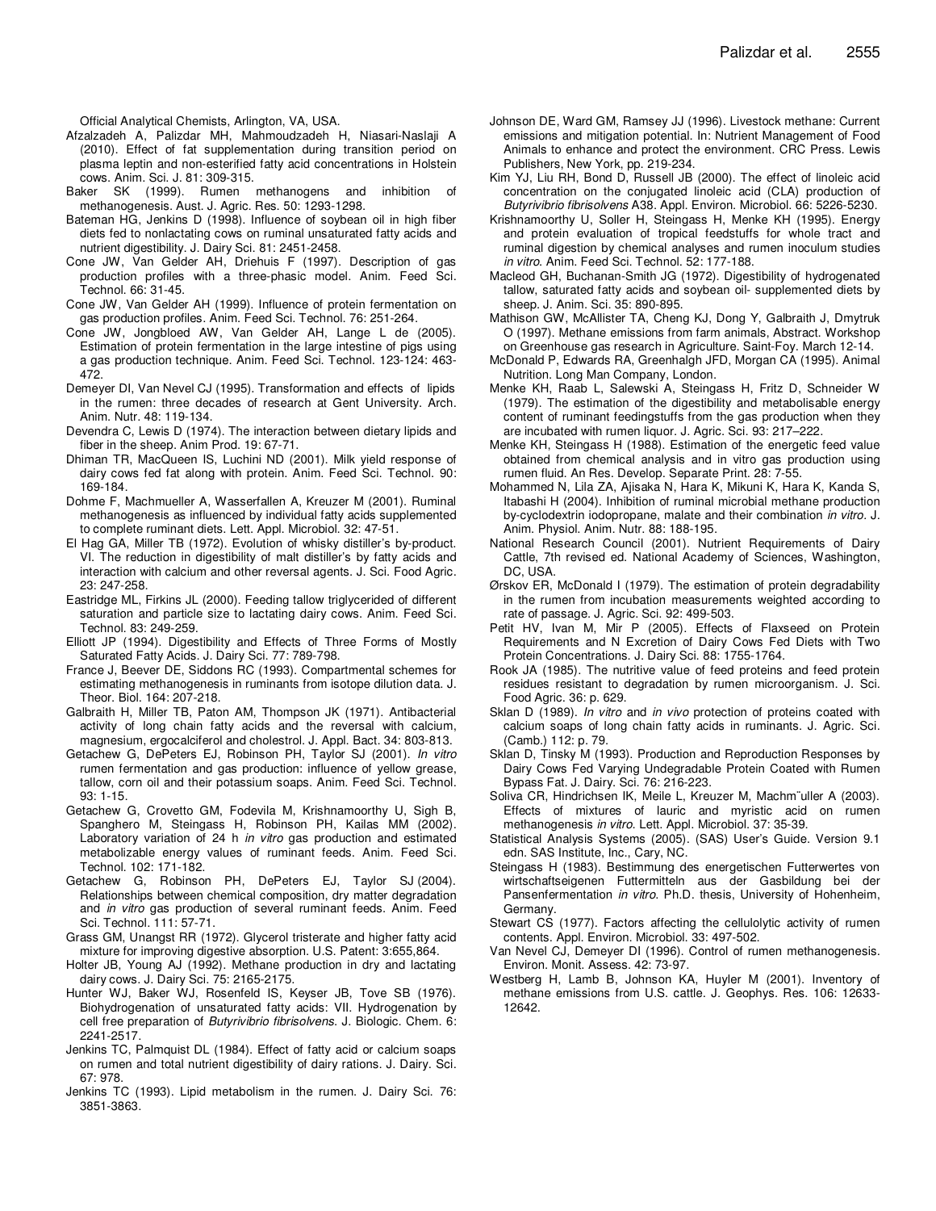Official Analytical Chemists, Arlington, VA, USA.

Afzalzadeh A, Palizdar MH, Mahmoudzadeh H, Niasari-Naslaji A (2010). Effect of fat supplementation during transition period on plasma leptin and non-esterified fatty acid concentrations in Holstein cows. Anim. Sci. J. 81: 309-315.

Baker SK (1999). Rumen methanogens and inhibition of methanogenesis. Aust. J. Agric. Res. 50: 1293-1298.

Bateman HG, Jenkins D (1998). Influence of soybean oil in high fiber diets fed to nonlactating cows on ruminal unsaturated fatty acids and nutrient digestibility. J. Dairy Sci. 81: 2451-2458.

Cone JW, Van Gelder AH, Driehuis F (1997). Description of gas production profiles with a three-phasic model. Anim. Feed Sci. Technol. 66: 31-45.

Cone JW, Van Gelder AH (1999). Influence of protein fermentation on gas production profiles. Anim. Feed Sci. Technol. 76: 251-264.

Cone JW, Jongbloed AW, Van Gelder AH, Lange L de (2005). Estimation of protein fermentation in the large intestine of pigs using a gas production technique. Anim. Feed Sci. Technol. 123-124: 463-472.

Demeyer DI, Van Nevel CJ (1995). Transformation and effects of lipids in the rumen: three decades of research at Gent University. Arch. Anim. Nutr. 48: 119-134.

Devendra C, Lewis D (1974). The interaction between dietary lipids and fiber in the sheep. Anim Prod. 19: 67-71.

Dhiman TR, MacQueen IS, Luchini ND (2001). Milk yield response of dairy cows fed fat along with protein. Anim. Feed Sci. Technol. 90: 169-184.

Dohme F, Machmueller A, Wasserfallen A, Kreuzer M (2001). Ruminal methanogenesis as influenced by individual fatty acids supplemented to complete ruminant diets. Lett. Appl. Microbiol. 32: 47-51.

El Hag GA, Miller TB (1972). Evolution of whisky distiller's by-product. VI. The reduction in digestibility of malt distiller's by fatty acids and interaction with calcium and other reversal agents. J. Sci. Food Agric. 23: 247-258.

Eastridge ML, Firkins JL (2000). Feeding tallow triglycerided of different saturation and particle size to lactating dairy cows. Anim. Feed Sci. Technol. 83: 249-259.

Elliott JP (1994). Digestibility and Effects of Three Forms of Mostly Saturated Fatty Acids. J. Dairy Sci. 77: 789-798.

France J, Beever DE, Siddons RC (1993). Compartmental schemes for estimating methanogenesis in ruminants from isotope dilution data. J. Theor. Biol. 164: 207-218.

Galbraith H, Miller TB, Paton AM, Thompson JK (1971). Antibacterial activity of long chain fatty acids and the reversal with calcium, magnesium, ergocalciferol and cholestrol. J. Appl. Bact. 34: 803-813.

Getachew G, DePeters EJ, Robinson PH, Taylor SJ (2001). *In vitro* rumen fermentation and gas production: influence of yellow grease, tallow, corn oil and their potassium soaps. Anim. Feed Sci. Technol. 93: 1-15.

Getachew G, Crovetto GM, Fodevila M, Krishnamoorthy U, Sigh B, Spanghero M, Steingass H, Robinson PH, Kailas MM (2002). Laboratory variation of 24 h *in vitro* gas production and estimated metabolizable energy values of ruminant feeds. Anim. Feed Sci. Technol. 102: 171-182.

Getachew G, Robinson PH, DePeters EJ, Taylor SJ (2004). Relationships between chemical composition, dry matter degradation and *in vitro* gas production of several ruminant feeds. Anim. Feed Sci. Technol. 111: 57-71.

Grass GM, Unangst RR (1972). Glycerol tristerate and higher fatty acid mixture for improving digestive absorption. U.S. Patent: 3:655,864.

Holter JB, Young AJ (1992). Methane production in dry and lactating dairy cows. J. Dairy Sci. 75: 2165-2175.

Hunter WJ, Baker WJ, Rosenfeld IS, Keyser JB, Tove SB (1976). Biohydrogenation of unsaturated fatty acids: VII. Hydrogenation by cell free preparation of *Butyrivibrio fibrisolvens*. J. Biologic. Chem. 6: 2241-2517.

Jenkins TC, Palmquist DL (1984). Effect of fatty acid or calcium soaps on rumen and total nutrient digestibility of dairy rations. J. Dairy. Sci. 67: 978.

Jenkins TC (1993). Lipid metabolism in the rumen. J. Dairy Sci. 76: 3851-3863.

Johnson DE, Ward GM, Ramsey JJ (1996). Livestock methane: Current emissions and mitigation potential. In: Nutrient Management of Food Animals to enhance and protect the environment. CRC Press. Lewis Publishers, New York, pp. 219-234.

Kim YJ, Liu RH, Bond D, Russell JB (2000). The effect of linoleic acid concentration on the conjugated linoleic acid (CLA) production of *Butyrivibrio fibrisolvens* A38. Appl. Environ. Microbiol. 66: 5226-5230.

Krishnamoorthy U, Soller H, Steingass H, Menke KH (1995). Energy and protein evaluation of tropical feedstuffs for whole tract and ruminal digestion by chemical analyses and rumen inoculum studies *in vitro*. Anim. Feed Sci. Technol. 52: 177-188.

Macleod GH, Buchanan-Smith JG (1972). Digestibility of hydrogenated tallow, saturated fatty acids and soybean oil- supplemented diets by sheep. J. Anim. Sci. 35: 890-895.

Mathison GW, McAllister TA, Cheng KJ, Dong Y, Galbraith J, Dmytruk O (1997). Methane emissions from farm animals, Abstract. Workshop on Greenhouse gas research in Agriculture. Saint-Foy. March 12-14.

McDonald P, Edwards RA, Greenhalgh JFD, Morgan CA (1995). Animal Nutrition. Long Man Company, London.

Menke KH, Raab L, Salewski A, Steingass H, Fritz D, Schneider W (1979). The estimation of the digestibility and metabolisable energy content of ruminant feedingstuffs from the gas production when they are incubated with rumen liquor. J. Agric. Sci. 93: 217–222.

Menke KH, Steingass H (1988). Estimation of the energetic feed value obtained from chemical analysis and in vitro gas production using rumen fluid. An Res. Develop. Separate Print. 28: 7-55.

Mohammed N, Lila ZA, Ajisaka N, Hara K, Mikuni K, Hara K, Kanda S, Itabashi H (2004). Inhibition of ruminal microbial methane production by-cyclodextrin iodopropane, malate and their combination *in vitro*. J. Anim. Physiol. Anim. Nutr. 88: 188-195.

National Research Council (2001). Nutrient Requirements of Dairy Cattle, 7th revised ed. National Academy of Sciences, Washington, DC, USA.

Ørskov ER, McDonald I (1979). The estimation of protein degradability in the rumen from incubation measurements weighted according to rate of passage. J. Agric. Sci. 92: 499-503.

Petit HV, Ivan M, Mir P (2005). Effects of Flaxseed on Protein Requirements and N Excretion of Dairy Cows Fed Diets with Two Protein Concentrations. J. Dairy Sci. 88: 1755-1764.

Rook JA (1985). The nutritive value of feed proteins and feed protein residues resistant to degradation by rumen microorganism. J. Sci. Food Agric. 36: p. 629.

Sklan D (1989). *In vitro* and *in vivo* protection of proteins coated with calcium soaps of long chain fatty acids in ruminants. J. Agric. Sci. (Camb.) 112: p. 79.

Sklan D, Tinsky M (1993). Production and Reproduction Responses by Dairy Cows Fed Varying Undegradable Protein Coated with Rumen Bypass Fat. J. Dairy. Sci. 76: 216-223.

Soliva CR, Hindrichsen IK, Meile L, Kreuzer M, Machm¨uller A (2003). Effects of mixtures of lauric and myristic acid on rumen methanogenesis *in vitro*. Lett. Appl. Microbiol. 37: 35-39.

Statistical Analysis Systems (2005). (SAS) User's Guide. Version 9.1 edn. SAS Institute, Inc., Cary, NC.

Steingass H (1983). Bestimmung des energetischen Futterwertes von wirtschaftseigenen Futtermitteln aus der Gasbildung bei der Pansenfermentation *in vitro*. Ph.D. thesis, University of Hohenheim, Germany.

Stewart CS (1977). Factors affecting the cellulolytic activity of rumen contents. Appl. Environ. Microbiol. 33: 497-502.

Van Nevel CJ, Demeyer DI (1996). Control of rumen methanogenesis. Environ. Monit. Assess. 42: 73-97.

Westberg H, Lamb B, Johnson KA, Huyler M (2001). Inventory of methane emissions from U.S. cattle. J. Geophys. Res. 106: 12633-12642.